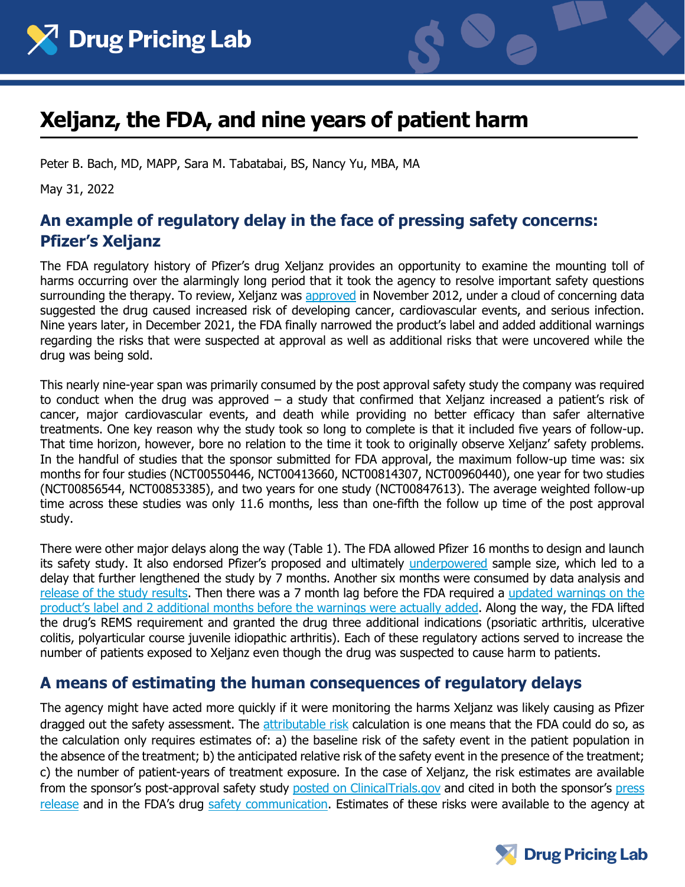# Xeljanz, the FDA, and nine years of patient harm

Peter B. Bach, MD, MAPP, Sara M. Tabatabai, BS, Nancy Yu, MBA, MA

May 31, 2022

## An example of regulatory delay in the face of pressing safety concerns: Pfizer's Xeljanz

The FDA regulatory history of Pfizer's drug Xeljanz provides an opportunity to examine the mounting toll of harms occurring over the alarmingly long period that it took the agency to resolve important safety questions surrounding the therapy. To review, Xeljanz was approved in November 2012, under a cloud of concerning data suggested the drug caused increased risk of developing cancer, cardiovascular events, and serious infection. Nine years later, in December 2021, the FDA finally narrowed the product's label and added additional warnings regarding the risks that were suspected at approval as well as additional risks that were uncovered while the drug was being sold.

This nearly nine-year span was primarily consumed by the post approval safety study the company was required to conduct when the drug was approved – a study that confirmed that Xeljanz increased a patient's risk of cancer, major cardiovascular events, and death while providing no better efficacy than safer alternative treatments. One key reason why the study took so long to complete is that it included five years of follow-up. That time horizon, however, bore no relation to the time it took to originally observe Xeljanz' safety problems. In the handful of studies that the sponsor submitted for FDA approval, the maximum follow-up time was: six months for four studies (NCT00550446, NCT00413660, NCT00814307, NCT00960440), one year for two studies (NCT00856544, NCT00853385), and two years for one study (NCT00847613). The average weighted follow-up time across these studies was only 11.6 months, less than one-fifth the follow up time of the post approval study.

There were other major delays along the way (Table 1). The FDA allowed Pfizer 16 months to design and launch its safety study. It also endorsed Pfizer's proposed and ultimately underpowered sample size, which led to a delay that further lengthened the study by 7 months. Another six months were consumed by data analysis and release of the study results. Then there was a 7 month lag before the FDA required a updated warnings on the product's label and 2 additional months before the warnings were actually added. Along the way, the FDA lifted the drug's REMS requirement and granted the drug three additional indications (psoriatic arthritis, ulcerative colitis, polyarticular course juvenile idiopathic arthritis). Each of these regulatory actions served to increase the number of patients exposed to Xeljanz even though the drug was suspected to cause harm to patients.

## A means of estimating the human consequences of regulatory delays

The agency might have acted more quickly if it were monitoring the harms Xeljanz was likely causing as Pfizer dragged out the safety assessment. The attributable risk calculation is one means that the FDA could do so, as the calculation only requires estimates of: a) the baseline risk of the safety event in the patient population in the absence of the treatment; b) the anticipated relative risk of the safety event in the presence of the treatment; c) the number of patient-years of treatment exposure. In the case of Xeljanz, the risk estimates are available from the sponsor's post-approval safety study posted on ClinicalTrials.gov and cited in both the sponsor's press release and in the FDA's drug safety communication. Estimates of these risks were available to the agency at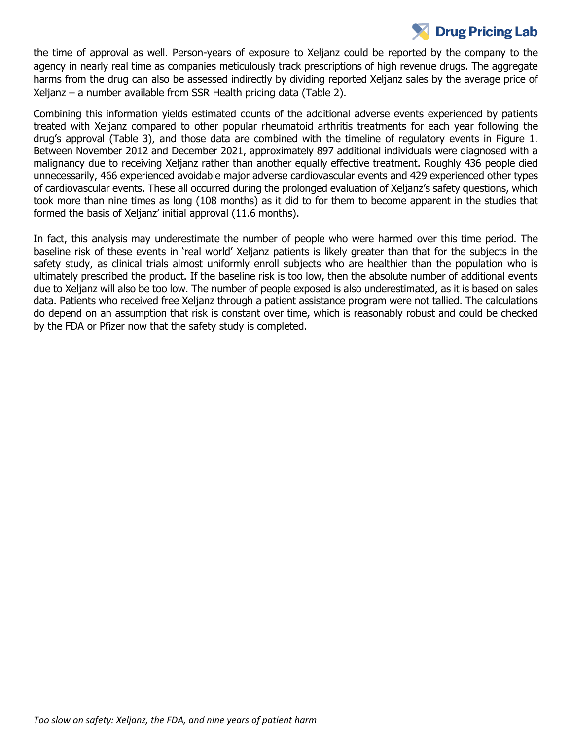the time of approval as well. Person-years of exposure to Xeljanz could be reported by the company to the agency in nearly real time as companies meticulously track prescriptions of high revenue drugs. The aggregate harms from the drug can also be assessed indirectly by dividing reported Xeljanz sales by the average price of Xeljanz – a number available from SSR Health pricing data (Table 2).

Combining this information yields estimated counts of the additional adverse events experienced by patients treated with Xeljanz compared to other popular rheumatoid arthritis treatments for each year following the drug's approval (Table 3), and those data are combined with the timeline of regulatory events in Figure 1. Between November 2012 and December 2021, approximately 897 additional individuals were diagnosed with a malignancy due to receiving Xeljanz rather than another equally effective treatment. Roughly 436 people died unnecessarily, 466 experienced avoidable major adverse cardiovascular events and 429 experienced other types of cardiovascular events. These all occurred during the prolonged evaluation of Xeljanz's safety questions, which took more than nine times as long (108 months) as it did to for them to become apparent in the studies that formed the basis of Xeljanz' initial approval (11.6 months).

In fact, this analysis may underestimate the number of people who were harmed over this time period. The baseline risk of these events in 'real world' Xeljanz patients is likely greater than that for the subjects in the safety study, as clinical trials almost uniformly enroll subjects who are healthier than the population who is ultimately prescribed the product. If the baseline risk is too low, then the absolute number of additional events due to Xeljanz will also be too low. The number of people exposed is also underestimated, as it is based on sales data. Patients who received free Xeljanz through a patient assistance program were not tallied. The calculations do depend on an assumption that risk is constant over time, which is reasonably robust and could be checked by the FDA or Pfizer now that the safety study is completed.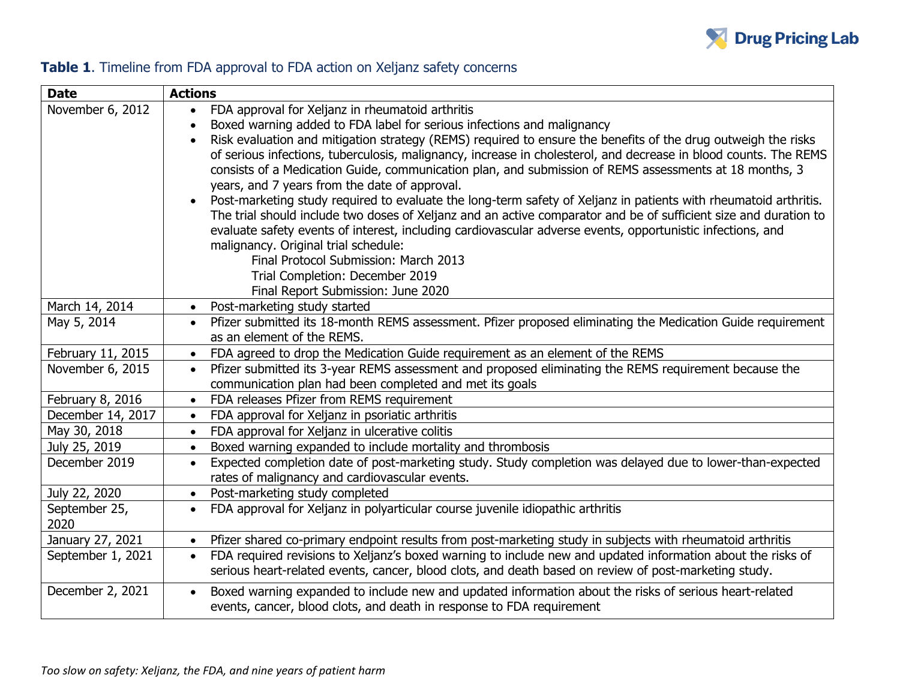**Table 1**. Timeline from FDA approval to FDA action on Xeljanz safety concerns

| Date | Actions |
|---|---|
| November 6, 2012 | • FDA approval for Xeljanz in rheumatoid arthritis<br>• Boxed warning added to FDA label for serious infections and malignancy<br>• Risk evaluation and mitigation strategy (REMS) required to ensure the benefits of the drug outweigh the risks of serious infections, tuberculosis, malignancy, increase in cholesterol, and decrease in blood counts. The REMS consists of a Medication Guide, communication plan, and submission of REMS assessments at 18 months, 3 years, and 7 years from the date of approval.<br>• Post-marketing study required to evaluate the long-term safety of Xeljanz in patients with rheumatoid arthritis. The trial should include two doses of Xeljanz and an active comparator and be of sufficient size and duration to evaluate safety events of interest, including cardiovascular adverse events, opportunistic infections, and malignancy. Original trial schedule:<br>Final Protocol Submission: March 2013<br>Trial Completion: December 2019<br>Final Report Submission: June 2020 |
| March 14, 2014 | • Post-marketing study started |
| May 5, 2014 | • Pfizer submitted its 18-month REMS assessment. Pfizer proposed eliminating the Medication Guide requirement as an element of the REMS. |
| February 11, 2015 | • FDA agreed to drop the Medication Guide requirement as an element of the REMS |
| November 6, 2015 | • Pfizer submitted its 3-year REMS assessment and proposed eliminating the REMS requirement because the communication plan had been completed and met its goals |
| February 8, 2016 | • FDA releases Pfizer from REMS requirement |
| December 14, 2017 | • FDA approval for Xeljanz in psoriatic arthritis |
| May 30, 2018 | • FDA approval for Xeljanz in ulcerative colitis |
| July 25, 2019 | • Boxed warning expanded to include mortality and thrombosis |
| December 2019 | • Expected completion date of post-marketing study. Study completion was delayed due to lower-than-expected rates of malignancy and cardiovascular events. |
| July 22, 2020 | • Post-marketing study completed |
| September 25, 2020 | • FDA approval for Xeljanz in polyarticular course juvenile idiopathic arthritis |
| January 27, 2021 | • Pfizer shared co-primary endpoint results from post-marketing study in subjects with rheumatoid arthritis |
| September 1, 2021 | • FDA required revisions to Xeljanz's boxed warning to include new and updated information about the risks of serious heart-related events, cancer, blood clots, and death based on review of post-marketing study. |
| December 2, 2021 | • Boxed warning expanded to include new and updated information about the risks of serious heart-related events, cancer, blood clots, and death in response to FDA requirement |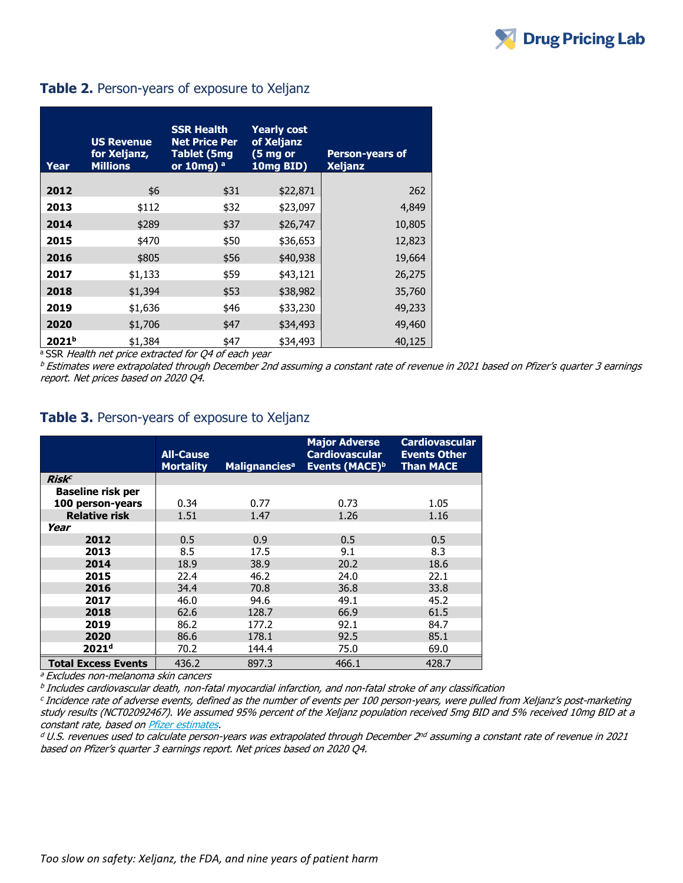**Table 2.** Person-years of exposure to Xeljanz

| Year | US Revenue for Xeljanz, Millions | SSR Health Net Price Per Tablet (5mg or 10mg) [a] | Yearly cost of Xeljanz (5 mg or 10mg BID) | Person-years of Xeljanz |
|---|---|---|---|---|
| **2012** | $6 | $31 | $22,871 | 262 |
| **2013** | $112 | $32 | $23,097 | 4,849 |
| **2014** | $289 | $37 | $26,747 | 10,805 |
| **2015** | $470 | $50 | $36,653 | 12,823 |
| **2016** | $805 | $56 | $40,938 | 19,664 |
| **2017** | $1,133 | $59 | $43,121 | 26,275 |
| **2018** | $1,394 | $53 | $38,982 | 35,760 |
| **2019** | $1,636 | $46 | $33,230 | 49,233 |
| **2020** | $1,706 | $47 | $34,493 | 49,460 |
| **2021[b]** | $1,384 | $47 | $34,493 | 40,125 |

[a] SSR *Health net price extracted for Q4 of each year*

[b] *Estimates were extrapolated through December 2nd assuming a constant rate of revenue in 2021 based on Pfizer's quarter 3 earnings report. Net prices based on 2020 Q4.*

**Table 3.** Person-years of exposure to Xeljanz

| | All-Cause Mortality | Malignancies[a] | Major Adverse Cardiovascular Events (MACE)[b] | Cardiovascular Events Other Than MACE |
|---|---|---|---|---|
| ***Risk[c]*** | | | | |
| **Baseline risk per 100 person-years** | 0.34 | 0.77 | 0.73 | 1.05 |
| **Relative risk** | 1.51 | 1.47 | 1.26 | 1.16 |
| ***Year*** | | | | |
| **2012** | 0.5 | 0.9 | 0.5 | 0.5 |
| **2013** | 8.5 | 17.5 | 9.1 | 8.3 |
| **2014** | 18.9 | 38.9 | 20.2 | 18.6 |
| **2015** | 22.4 | 46.2 | 24.0 | 22.1 |
| **2016** | 34.4 | 70.8 | 36.8 | 33.8 |
| **2017** | 46.0 | 94.6 | 49.1 | 45.2 |
| **2018** | 62.6 | 128.7 | 66.9 | 61.5 |
| **2019** | 86.2 | 177.2 | 92.1 | 84.7 |
| **2020** | 86.6 | 178.1 | 92.5 | 85.1 |
| **2021[d]** | 70.2 | 144.4 | 75.0 | 69.0 |
| **Total Excess Events** | 436.2 | 897.3 | 466.1 | 428.7 |

[a] *Excludes non-melanoma skin cancers*

[b] *Includes cardiovascular death, non-fatal myocardial infarction, and non-fatal stroke of any classification*

[c] *Incidence rate of adverse events, defined as the number of events per 100 person-years, were pulled from Xeljanz's post-marketing study results (NCT02092467). We assumed 95% percent of the Xeljanz population received 5mg BID and 5% received 10mg BID at a constant rate, based on Pfizer estimates.*

[d] *U.S. revenues used to calculate person-years was extrapolated through December 2nd assuming a constant rate of revenue in 2021 based on Pfizer's quarter 3 earnings report. Net prices based on 2020 Q4.*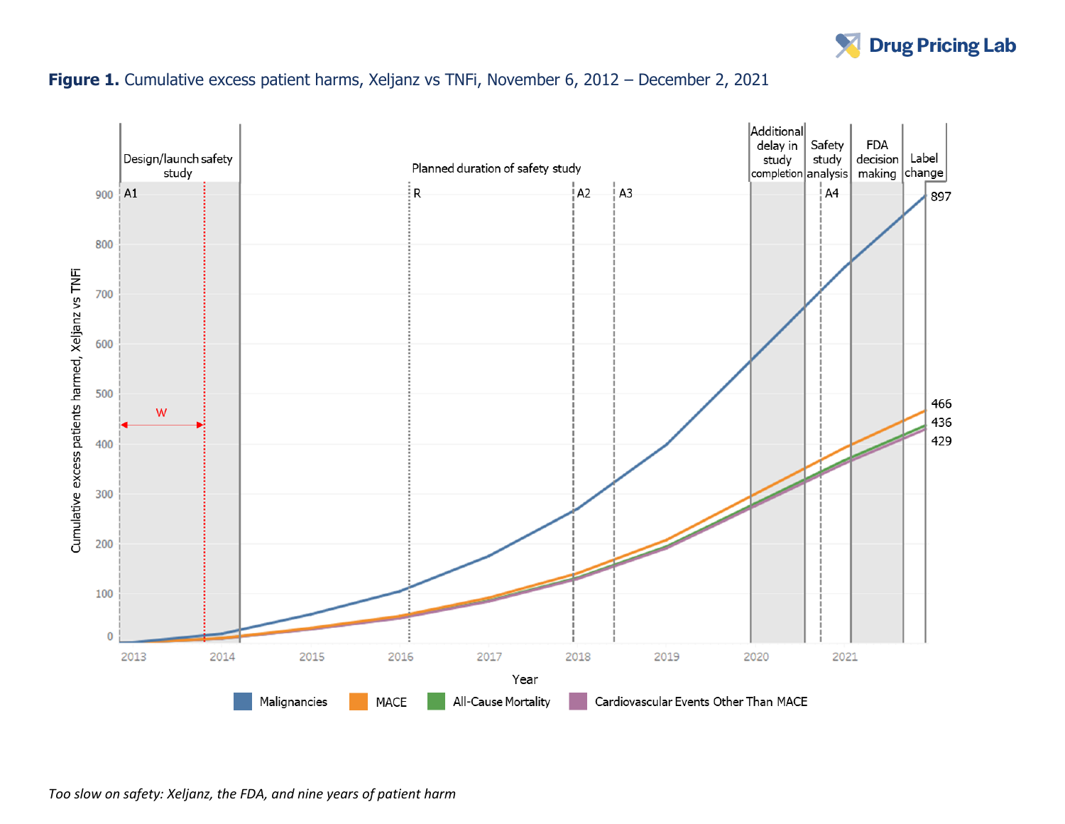**Figure 1.** Cumulative excess patient harms, Xeljanz vs TNFi, November 6, 2012 – December 2, 2021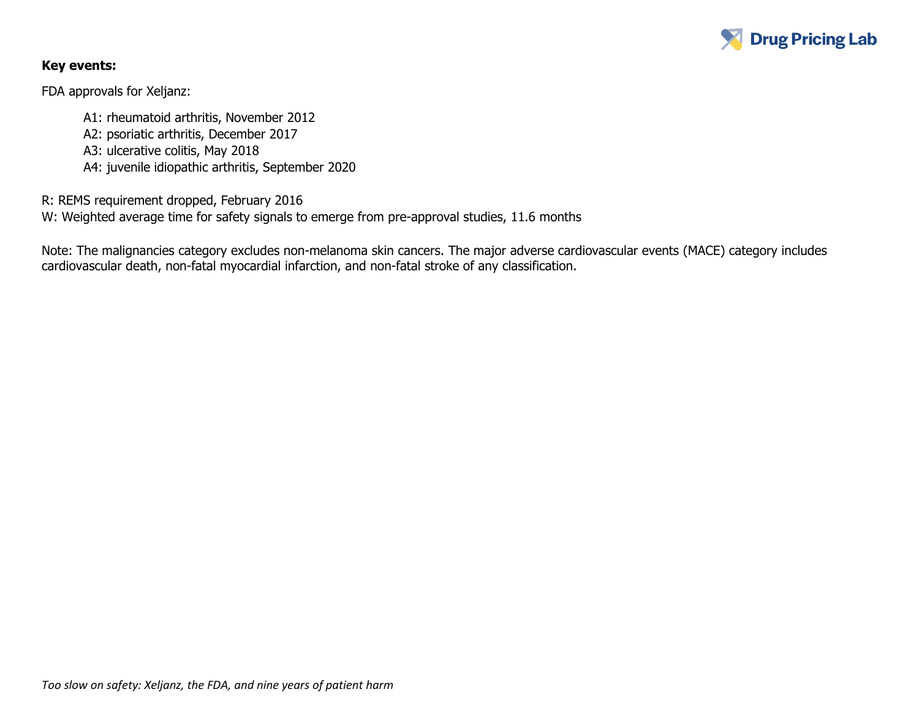**Key events:**

FDA approvals for Xeljanz:

- A1: rheumatoid arthritis, November 2012
- A2: psoriatic arthritis, December 2017
- A3: ulcerative colitis, May 2018
- A4: juvenile idiopathic arthritis, September 2020

R: REMS requirement dropped, February 2016
W: Weighted average time for safety signals to emerge from pre-approval studies, 11.6 months

Note: The malignancies category excludes non-melanoma skin cancers. The major adverse cardiovascular events (MACE) category includes cardiovascular death, non-fatal myocardial infarction, and non-fatal stroke of any classification.